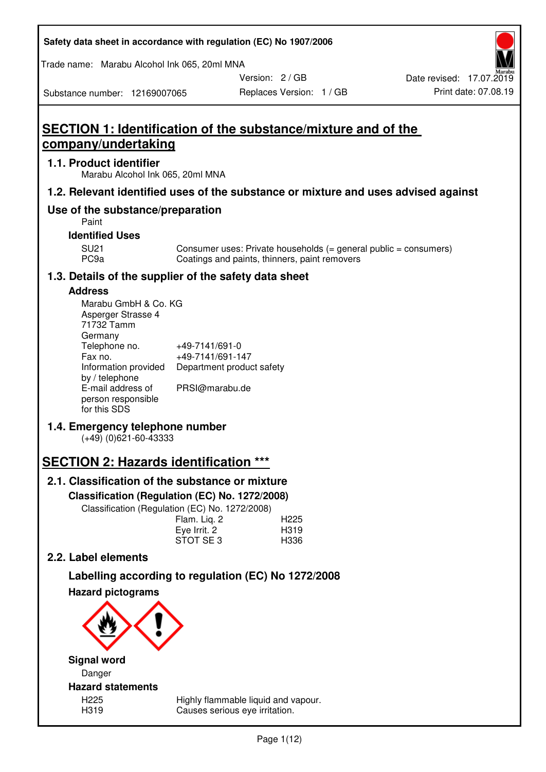Safety data sheet in accordance with regulation (EC) No 1907/2006

Trade name: Marabu Alcohol Ink 065, 20ml MNA

| | | |
|---|---|---|
| Substance number: 12169007065 | Version: 2 / GB<br>Replaces Version: 1 / GB | Date revised: 17.07.2019<br>Print date: 07.08.19 |

# SECTION 1: Identification of the substance/mixture and of the company/undertaking

## 1.1. Product identifier

Marabu Alcohol Ink 065, 20ml MNA

## 1.2. Relevant identified uses of the substance or mixture and uses advised against

## Use of the substance/preparation

Paint

### Identified Uses

| | |
|---|---|
| SU21 | Consumer uses: Private households (= general public = consumers) |
| PC9a | Coatings and paints, thinners, paint removers |

## 1.3. Details of the supplier of the safety data sheet

### Address

Marabu GmbH & Co. KG
Asperger Strasse 4
71732 Tamm
Germany

| | |
|---|---|
| Telephone no. | +49-7141/691-0 |
| Fax no. | +49-7141/691-147 |
| Information provided by / telephone | Department product safety |
| E-mail address of person responsible for this SDS | PRSI@marabu.de |

## 1.4. Emergency telephone number

(+49) (0)621-60-43333

# SECTION 2: Hazards identification ***

## 2.1. Classification of the substance or mixture

### Classification (Regulation (EC) No. 1272/2008)

Classification (Regulation (EC) No. 1272/2008)

| | |
|---|---|
| Flam. Liq. 2 | H225 |
| Eye Irrit. 2 | H319 |
| STOT SE 3 | H336 |

## 2.2. Label elements

### Labelling according to regulation (EC) No 1272/2008

### Hazard pictograms

### Signal word

Danger

### Hazard statements

| | |
|---|---|
| H225 | Highly flammable liquid and vapour. |
| H319 | Causes serious eye irritation. |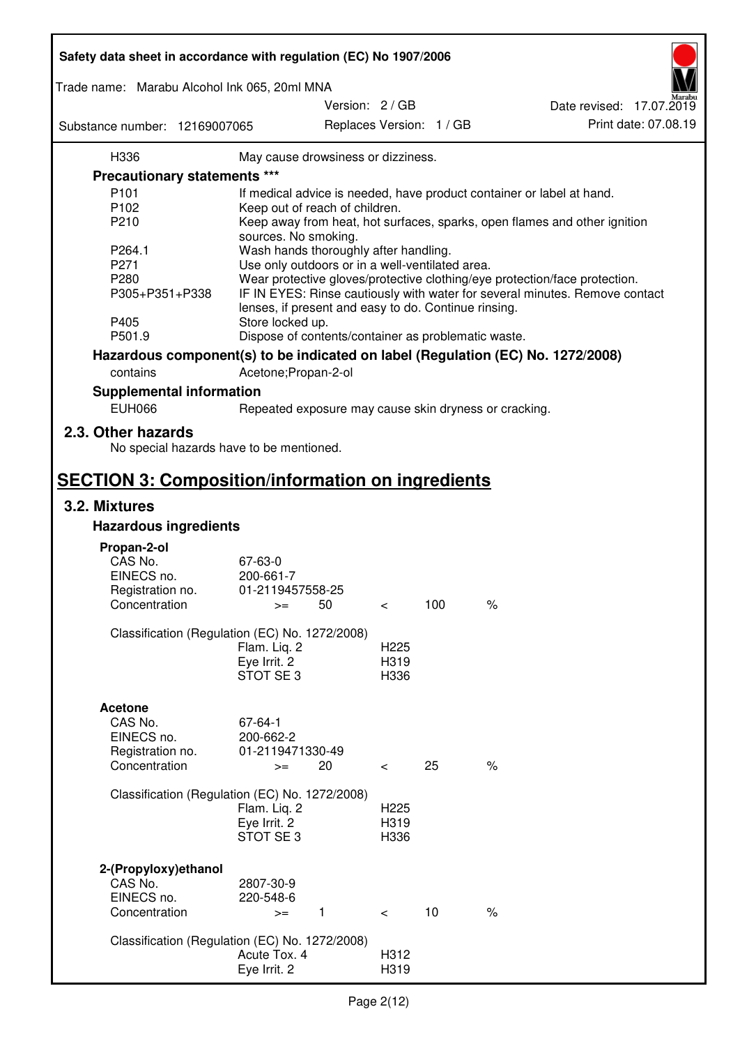| | |
|---|---|
| H336 | May cause drowsiness or dizziness. |

**Precautionary statements \*\*\***

| | |
|---|---|
| P101 | If medical advice is needed, have product container or label at hand. |
| P102 | Keep out of reach of children. |
| P210 | Keep away from heat, hot surfaces, sparks, open flames and other ignition sources. No smoking. |
| P264.1 | Wash hands thoroughly after handling. |
| P271 | Use only outdoors or in a well-ventilated area. |
| P280 | Wear protective gloves/protective clothing/eye protection/face protection. |
| P305+P351+P338 | IF IN EYES: Rinse cautiously with water for several minutes. Remove contact lenses, if present and easy to do. Continue rinsing. |
| P405 | Store locked up. |
| P501.9 | Dispose of contents/container as problematic waste. |

**Hazardous component(s) to be indicated on label (Regulation (EC) No. 1272/2008)**

| | |
|---|---|
| contains | Acetone;Propan-2-ol |

**Supplemental information**

| | |
|---|---|
| EUH066 | Repeated exposure may cause skin dryness or cracking. |

## 2.3. Other hazards

No special hazards have to be mentioned.

# SECTION 3: Composition/information on ingredients

## 3.2. Mixtures

### Hazardous ingredients

**Propan-2-ol**

| | | | | | |
|---|---|---|---|---|---|
| CAS No. | 67-63-0 | | | | |
| EINECS no. | 200-661-7 | | | | |
| Registration no. | 01-2119457558-25 | | | | |
| Concentration | >= | 50 | < | 100 | % |

Classification (Regulation (EC) No. 1272/2008)

| | |
|---|---|
| Flam. Liq. 2 | H225 |
| Eye Irrit. 2 | H319 |
| STOT SE 3 | H336 |

**Acetone**

| | | | | | |
|---|---|---|---|---|---|
| CAS No. | 67-64-1 | | | | |
| EINECS no. | 200-662-2 | | | | |
| Registration no. | 01-2119471330-49 | | | | |
| Concentration | >= | 20 | < | 25 | % |

Classification (Regulation (EC) No. 1272/2008)

| | |
|---|---|
| Flam. Liq. 2 | H225 |
| Eye Irrit. 2 | H319 |
| STOT SE 3 | H336 |

**2-(Propyloxy)ethanol**

| | | | | | |
|---|---|---|---|---|---|
| CAS No. | 2807-30-9 | | | | |
| EINECS no. | 220-548-6 | | | | |
| Concentration | >= | 1 | < | 10 | % |

Classification (Regulation (EC) No. 1272/2008)

| | |
|---|---|
| Acute Tox. 4 | H312 |
| Eye Irrit. 2 | H319 |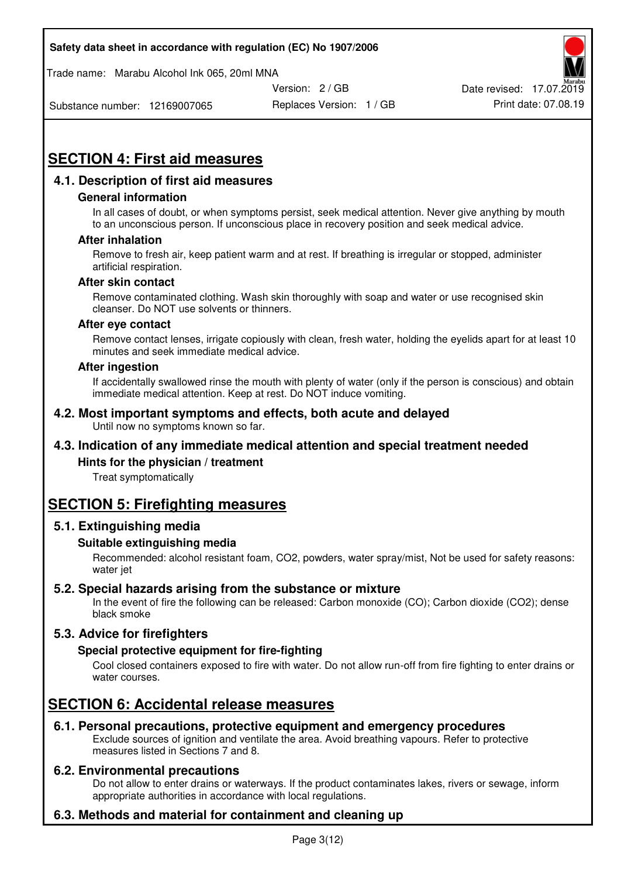# SECTION 4: First aid measures

## 4.1. Description of first aid measures

### General information

In all cases of doubt, or when symptoms persist, seek medical attention. Never give anything by mouth to an unconscious person. If unconscious place in recovery position and seek medical advice.

### After inhalation

Remove to fresh air, keep patient warm and at rest. If breathing is irregular or stopped, administer artificial respiration.

### After skin contact

Remove contaminated clothing. Wash skin thoroughly with soap and water or use recognised skin cleanser. Do NOT use solvents or thinners.

### After eye contact

Remove contact lenses, irrigate copiously with clean, fresh water, holding the eyelids apart for at least 10 minutes and seek immediate medical advice.

### After ingestion

If accidentally swallowed rinse the mouth with plenty of water (only if the person is conscious) and obtain immediate medical attention. Keep at rest. Do NOT induce vomiting.

## 4.2. Most important symptoms and effects, both acute and delayed

Until now no symptoms known so far.

## 4.3. Indication of any immediate medical attention and special treatment needed

### Hints for the physician / treatment

Treat symptomatically

# SECTION 5: Firefighting measures

## 5.1. Extinguishing media

### Suitable extinguishing media

Recommended: alcohol resistant foam, $CO_2$, powders, water spray/mist, Not be used for safety reasons: water jet

## 5.2. Special hazards arising from the substance or mixture

In the event of fire the following can be released: Carbon monoxide (CO); Carbon dioxide ($CO_2$); dense black smoke

## 5.3. Advice for firefighters

### Special protective equipment for fire-fighting

Cool closed containers exposed to fire with water. Do not allow run-off from fire fighting to enter drains or water courses.

# SECTION 6: Accidental release measures

## 6.1. Personal precautions, protective equipment and emergency procedures

Exclude sources of ignition and ventilate the area. Avoid breathing vapours. Refer to protective measures listed in Sections 7 and 8.

## 6.2. Environmental precautions

Do not allow to enter drains or waterways. If the product contaminates lakes, rivers or sewage, inform appropriate authorities in accordance with local regulations.

## 6.3. Methods and material for containment and cleaning up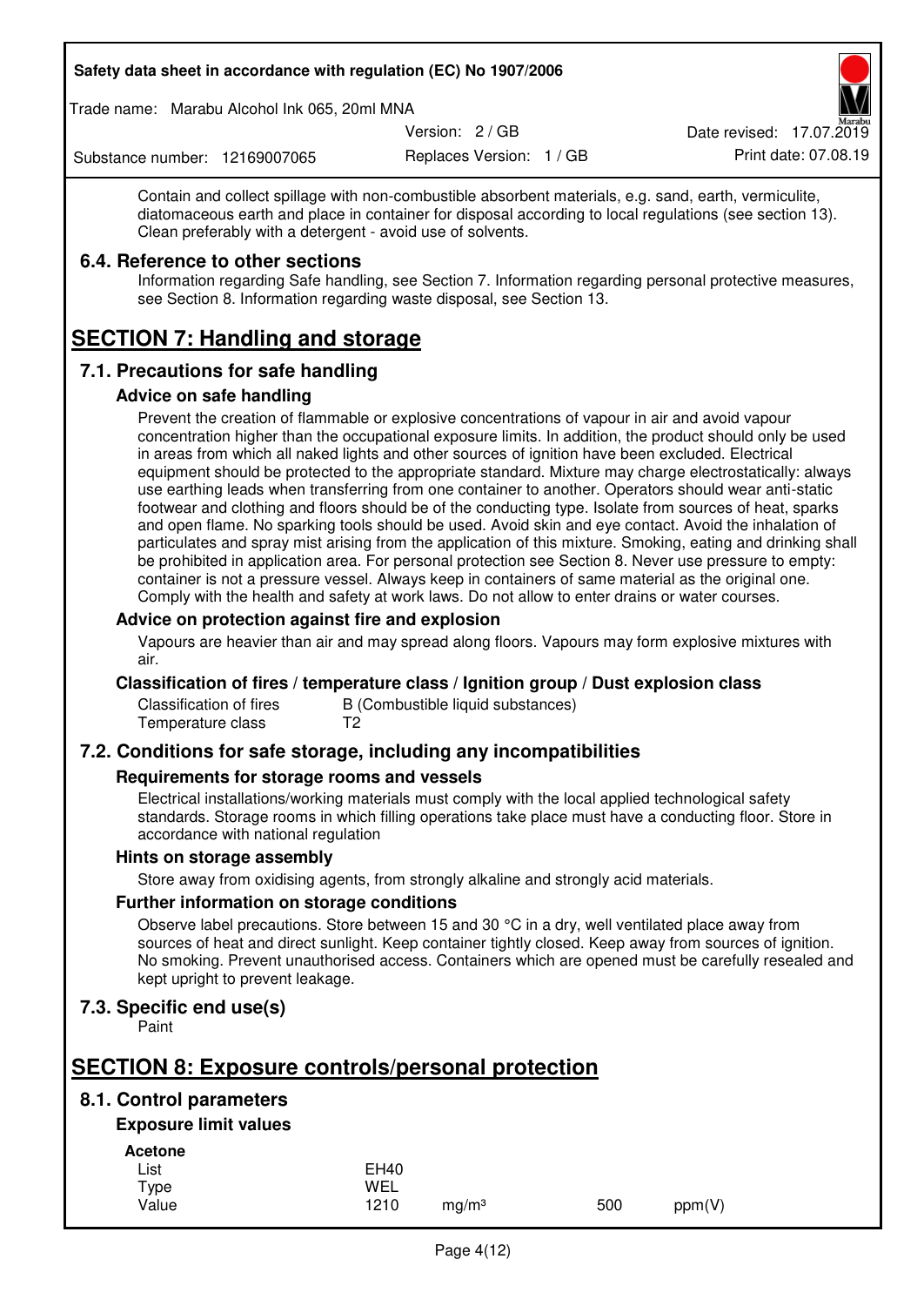Contain and collect spillage with non-combustible absorbent materials, e.g. sand, earth, vermiculite, diatomaceous earth and place in container for disposal according to local regulations (see section 13). Clean preferably with a detergent - avoid use of solvents.

### 6.4. Reference to other sections

Information regarding Safe handling, see Section 7. Information regarding personal protective measures, see Section 8. Information regarding waste disposal, see Section 13.

## SECTION 7: Handling and storage

### 7.1. Precautions for safe handling

#### Advice on safe handling

Prevent the creation of flammable or explosive concentrations of vapour in air and avoid vapour concentration higher than the occupational exposure limits. In addition, the product should only be used in areas from which all naked lights and other sources of ignition have been excluded. Electrical equipment should be protected to the appropriate standard. Mixture may charge electrostatically: always use earthing leads when transferring from one container to another. Operators should wear anti-static footwear and clothing and floors should be of the conducting type. Isolate from sources of heat, sparks and open flame. No sparking tools should be used. Avoid skin and eye contact. Avoid the inhalation of particulates and spray mist arising from the application of this mixture. Smoking, eating and drinking shall be prohibited in application area. For personal protection see Section 8. Never use pressure to empty: container is not a pressure vessel. Always keep in containers of same material as the original one. Comply with the health and safety at work laws. Do not allow to enter drains or water courses.

#### Advice on protection against fire and explosion

Vapours are heavier than air and may spread along floors. Vapours may form explosive mixtures with air.

#### Classification of fires / temperature class / Ignition group / Dust explosion class

| | |
|---|---|
| Classification of fires | B (Combustible liquid substances) |
| Temperature class | T2 |

### 7.2. Conditions for safe storage, including any incompatibilities

#### Requirements for storage rooms and vessels

Electrical installations/working materials must comply with the local applied technological safety standards. Storage rooms in which filling operations take place must have a conducting floor. Store in accordance with national regulation

#### Hints on storage assembly

Store away from oxidising agents, from strongly alkaline and strongly acid materials.

#### Further information on storage conditions

Observe label precautions. Store between 15 and 30 °C in a dry, well ventilated place away from sources of heat and direct sunlight. Keep container tightly closed. Keep away from sources of ignition. No smoking. Prevent unauthorised access. Containers which are opened must be carefully resealed and kept upright to prevent leakage.

### 7.3. Specific end use(s)

Paint

## SECTION 8: Exposure controls/personal protection

### 8.1. Control parameters

#### Exposure limit values

**Acetone**

| | | | | |
|---|---|---|---|---|
| List | EH40 | | | |
| Type | WEL | | | |
| Value | 1210 | mg/m³ | 500 | ppm(V) |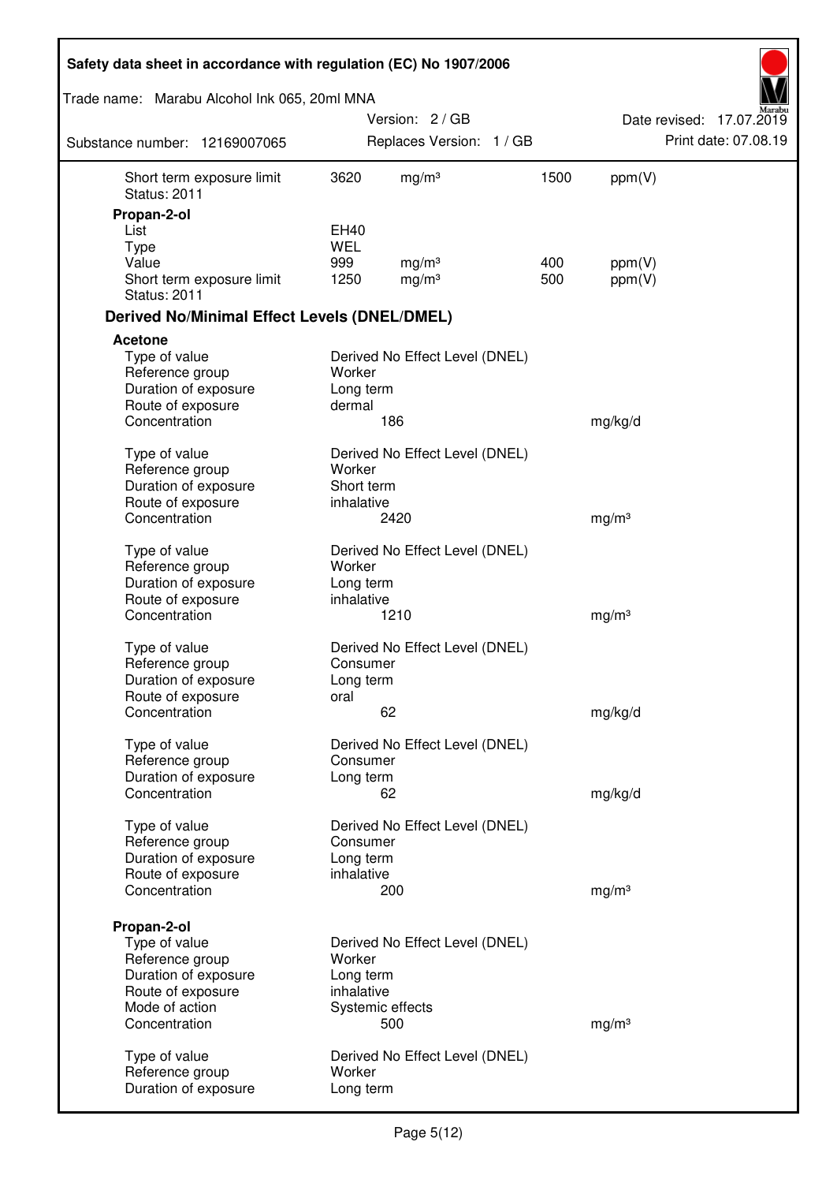| | | | | |
|---|---|---|---|---|
| Short term exposure limit | 3620 | mg/m³ | 1500 | ppm(V) |
| Status: 2011 | | | | |

**Propan-2-ol**

| | | | | |
|---|---|---|---|---|
| List | EH40 | | | |
| Type | WEL | | | |
| Value | 999 | mg/m³ | 400 | ppm(V) |
| Short term exposure limit | 1250 | mg/m³ | 500 | ppm(V) |
| Status: 2011 | | | | |

## Derived No/Minimal Effect Levels (DNEL/DMEL)

**Acetone**

| | | |
|---|---|---|
| Type of value | Derived No Effect Level (DNEL) | |
| Reference group | Worker | |
| Duration of exposure | Long term | |
| Route of exposure | dermal | |
| Concentration | 186 | mg/kg/d |

| | | |
|---|---|---|
| Type of value | Derived No Effect Level (DNEL) | |
| Reference group | Worker | |
| Duration of exposure | Short term | |
| Route of exposure | inhalative | |
| Concentration | 2420 | mg/m³ |

| | | |
|---|---|---|
| Type of value | Derived No Effect Level (DNEL) | |
| Reference group | Worker | |
| Duration of exposure | Long term | |
| Route of exposure | inhalative | |
| Concentration | 1210 | mg/m³ |

| | | |
|---|---|---|
| Type of value | Derived No Effect Level (DNEL) | |
| Reference group | Consumer | |
| Duration of exposure | Long term | |
| Route of exposure | oral | |
| Concentration | 62 | mg/kg/d |

| | | |
|---|---|---|
| Type of value | Derived No Effect Level (DNEL) | |
| Reference group | Consumer | |
| Duration of exposure | Long term | |
| Concentration | 62 | mg/kg/d |

| | | |
|---|---|---|
| Type of value | Derived No Effect Level (DNEL) | |
| Reference group | Consumer | |
| Duration of exposure | Long term | |
| Route of exposure | inhalative | |
| Concentration | 200 | mg/m³ |

**Propan-2-ol**

| | | |
|---|---|---|
| Type of value | Derived No Effect Level (DNEL) | |
| Reference group | Worker | |
| Duration of exposure | Long term | |
| Route of exposure | inhalative | |
| Mode of action | Systemic effects | |
| Concentration | 500 | mg/m³ |

| | |
|---|---|
| Type of value | Derived No Effect Level (DNEL) |
| Reference group | Worker |
| Duration of exposure | Long term |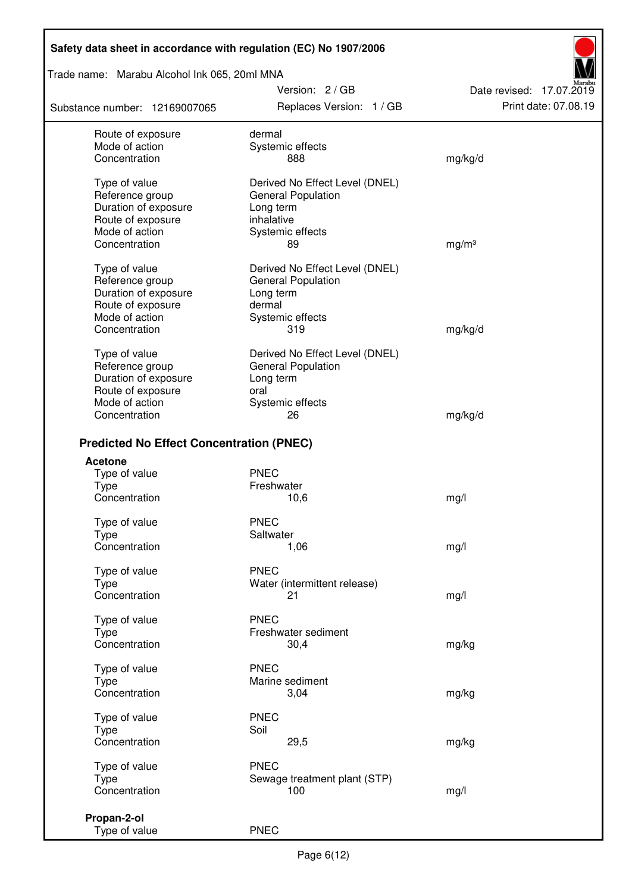| | | |
|---|---|---|
| Route of exposure | dermal | |
| Mode of action | Systemic effects | |
| Concentration | 888 | mg/kg/d |
| | | |
| Type of value | Derived No Effect Level (DNEL) | |
| Reference group | General Population | |
| Duration of exposure | Long term | |
| Route of exposure | inhalative | |
| Mode of action | Systemic effects | |
| Concentration | 89 | mg/m³ |
| | | |
| Type of value | Derived No Effect Level (DNEL) | |
| Reference group | General Population | |
| Duration of exposure | Long term | |
| Route of exposure | dermal | |
| Mode of action | Systemic effects | |
| Concentration | 319 | mg/kg/d |
| | | |
| Type of value | Derived No Effect Level (DNEL) | |
| Reference group | General Population | |
| Duration of exposure | Long term | |
| Route of exposure | oral | |
| Mode of action | Systemic effects | |
| Concentration | 26 | mg/kg/d |

## Predicted No Effect Concentration (PNEC)

**Acetone**

| | | |
|---|---|---|
| Type of value | PNEC | |
| Type | Freshwater | |
| Concentration | 10,6 | mg/l |
| | | |
| Type of value | PNEC | |
| Type | Saltwater | |
| Concentration | 1,06 | mg/l |
| | | |
| Type of value | PNEC | |
| Type | Water (intermittent release) | |
| Concentration | 21 | mg/l |
| | | |
| Type of value | PNEC | |
| Type | Freshwater sediment | |
| Concentration | 30,4 | mg/kg |
| | | |
| Type of value | PNEC | |
| Type | Marine sediment | |
| Concentration | 3,04 | mg/kg |
| | | |
| Type of value | PNEC | |
| Type | Soil | |
| Concentration | 29,5 | mg/kg |
| | | |
| Type of value | PNEC | |
| Type | Sewage treatment plant (STP) | |
| Concentration | 100 | mg/l |

**Propan-2-ol**

| | |
|---|---|
| Type of value | PNEC |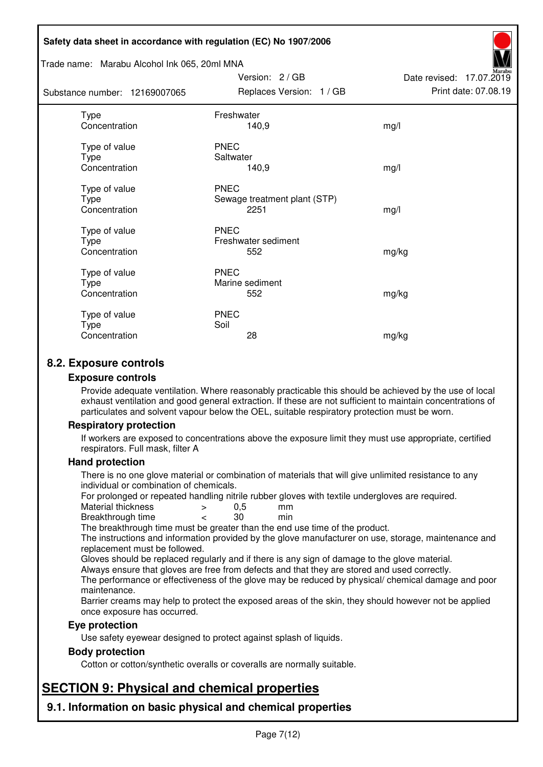| | | |
|---|---|---|
| Type | Freshwater | |
| Concentration | 140,9 | mg/l |
| | | |
| Type of value | PNEC | |
| Type | Saltwater | |
| Concentration | 140,9 | mg/l |
| | | |
| Type of value | PNEC | |
| Type | Sewage treatment plant (STP) | |
| Concentration | 2251 | mg/l |
| | | |
| Type of value | PNEC | |
| Type | Freshwater sediment | |
| Concentration | 552 | mg/kg |
| | | |
| Type of value | PNEC | |
| Type | Marine sediment | |
| Concentration | 552 | mg/kg |
| | | |
| Type of value | PNEC | |
| Type | Soil | |
| Concentration | 28 | mg/kg |

## 8.2. Exposure controls

### Exposure controls

Provide adequate ventilation. Where reasonably practicable this should be achieved by the use of local exhaust ventilation and good general extraction. If these are not sufficient to maintain concentrations of particulates and solvent vapour below the OEL, suitable respiratory protection must be worn.

### Respiratory protection

If workers are exposed to concentrations above the exposure limit they must use appropriate, certified respirators. Full mask, filter A

### Hand protection

There is no one glove material or combination of materials that will give unlimited resistance to any individual or combination of chemicals.

For prolonged or repeated handling nitrile rubber gloves with textile undergloves are required.

| | | | |
|---|---|---|---|
| Material thickness | > | 0,5 | mm |
| Breakthrough time | < | 30 | min |

The breakthrough time must be greater than the end use time of the product.

The instructions and information provided by the glove manufacturer on use, storage, maintenance and replacement must be followed.

Gloves should be replaced regularly and if there is any sign of damage to the glove material.

Always ensure that gloves are free from defects and that they are stored and used correctly.

The performance or effectiveness of the glove may be reduced by physical/ chemical damage and poor maintenance.

Barrier creams may help to protect the exposed areas of the skin, they should however not be applied once exposure has occurred.

### Eye protection

Use safety eyewear designed to protect against splash of liquids.

### Body protection

Cotton or cotton/synthetic overalls or coveralls are normally suitable.

# SECTION 9: Physical and chemical properties

## 9.1. Information on basic physical and chemical properties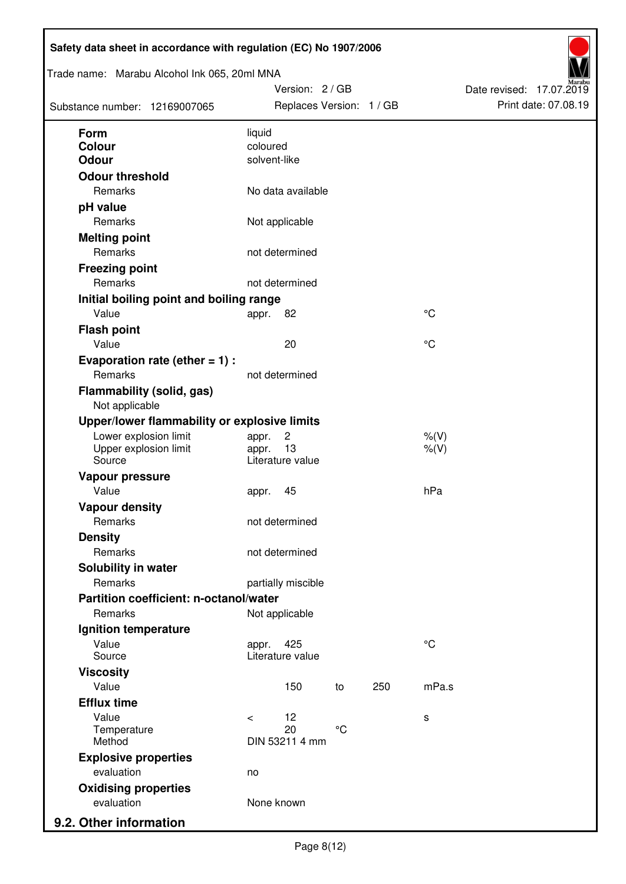| | | | | |
|---|---|---|---|---|
| **Form** | liquid | | | |
| **Colour** | coloured | | | |
| **Odour** | solvent-like | | | |
| **Odour threshold** | | | | |
| Remarks | No data available | | | |
| **pH value** | | | | |
| Remarks | Not applicable | | | |
| **Melting point** | | | | |
| Remarks | not determined | | | |
| **Freezing point** | | | | |
| Remarks | not determined | | | |
| **Initial boiling point and boiling range** | | | | |
| Value | appr. 82 | | | °C |
| **Flash point** | | | | |
| Value | 20 | | | °C |
| **Evaporation rate (ether = 1) :** | | | | |
| Remarks | not determined | | | |
| **Flammability (solid, gas)** | | | | |
| Not applicable | | | | |
| **Upper/lower flammability or explosive limits** | | | | |
| Lower explosion limit | appr. 2 | | | %(V) |
| Upper explosion limit | appr. 13 | | | %(V) |
| Source | Literature value | | | |
| **Vapour pressure** | | | | |
| Value | appr. 45 | | | hPa |
| **Vapour density** | | | | |
| Remarks | not determined | | | |
| **Density** | | | | |
| Remarks | not determined | | | |
| **Solubility in water** | | | | |
| Remarks | partially miscible | | | |
| **Partition coefficient: n-octanol/water** | | | | |
| Remarks | Not applicable | | | |
| **Ignition temperature** | | | | |
| Value | appr. 425 | | | °C |
| Source | Literature value | | | |
| **Viscosity** | | | | |
| Value | 150 | to | 250 | mPa.s |
| **Efflux time** | | | | |
| Value | < 12 | | | s |
| Temperature | 20 | °C | | |
| Method | DIN 53211 4 mm | | | |
| **Explosive properties** | | | | |
| evaluation | no | | | |
| **Oxidising properties** | | | | |
| evaluation | None known | | | |

## 9.2. Other information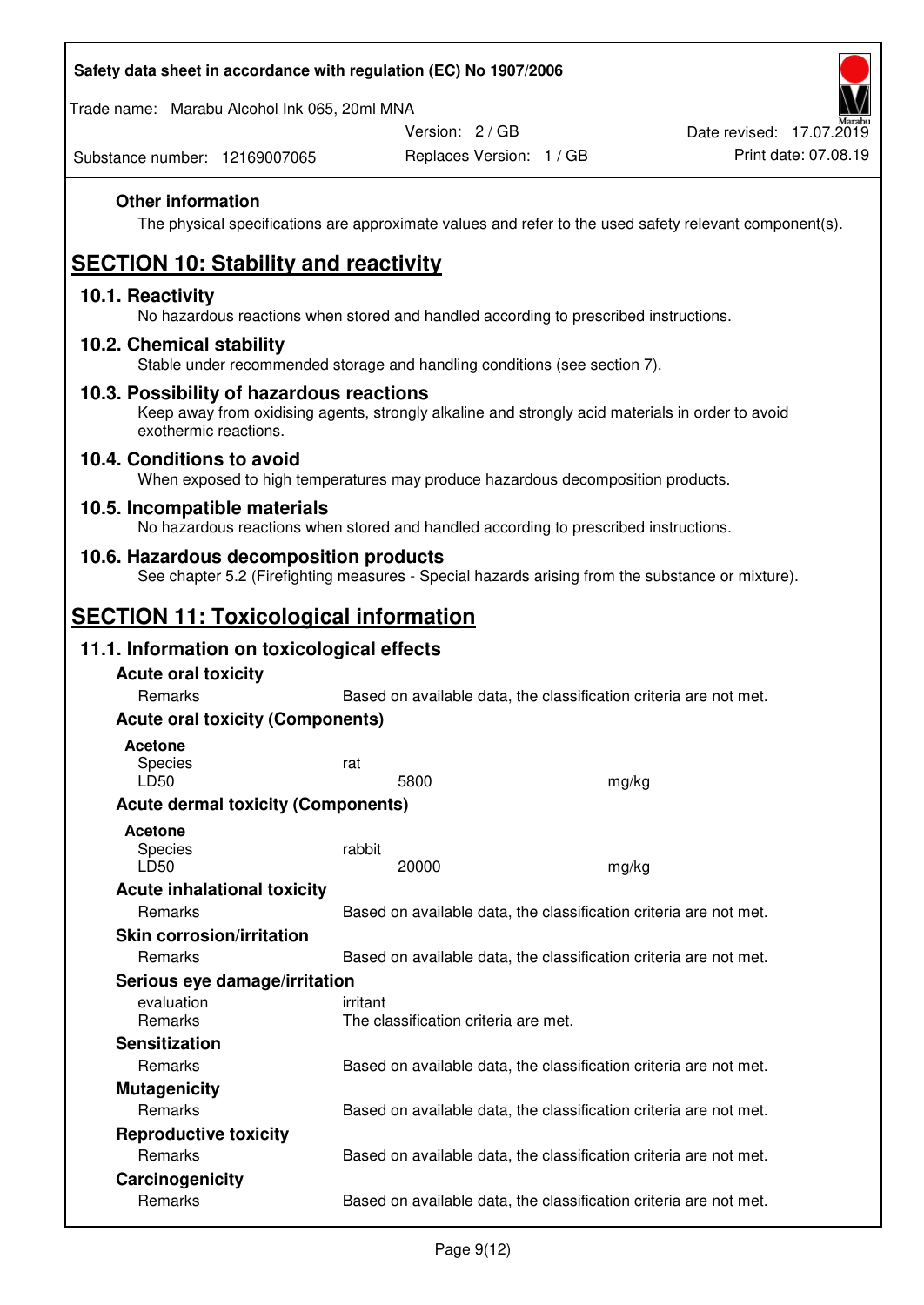**Other information**

The physical specifications are approximate values and refer to the used safety relevant component(s).

# SECTION 10: Stability and reactivity

## 10.1. Reactivity

No hazardous reactions when stored and handled according to prescribed instructions.

## 10.2. Chemical stability

Stable under recommended storage and handling conditions (see section 7).

## 10.3. Possibility of hazardous reactions

Keep away from oxidising agents, strongly alkaline and strongly acid materials in order to avoid exothermic reactions.

## 10.4. Conditions to avoid

When exposed to high temperatures may produce hazardous decomposition products.

## 10.5. Incompatible materials

No hazardous reactions when stored and handled according to prescribed instructions.

## 10.6. Hazardous decomposition products

See chapter 5.2 (Firefighting measures - Special hazards arising from the substance or mixture).

# SECTION 11: Toxicological information

## 11.1. Information on toxicological effects

**Acute oral toxicity**

| | | |
|---|---|---|
| Remarks | Based on available data, the classification criteria are not met. | |

**Acute oral toxicity (Components)**

**Acetone**

| | | |
|---|---|---|
| Species | rat | |
| LD50 | 5800 | mg/kg |

**Acute dermal toxicity (Components)**

**Acetone**

| | | |
|---|---|---|
| Species | rabbit | |
| LD50 | 20000 | mg/kg |

**Acute inhalational toxicity**

| | |
|---|---|
| Remarks | Based on available data, the classification criteria are not met. |

**Skin corrosion/irritation**

| | |
|---|---|
| Remarks | Based on available data, the classification criteria are not met. |

**Serious eye damage/irritation**

| | |
|---|---|
| evaluation | irritant |
| Remarks | The classification criteria are met. |

**Sensitization**

| | |
|---|---|
| Remarks | Based on available data, the classification criteria are not met. |

**Mutagenicity**

| | |
|---|---|
| Remarks | Based on available data, the classification criteria are not met. |

**Reproductive toxicity**

| | |
|---|---|
| Remarks | Based on available data, the classification criteria are not met. |

**Carcinogenicity**

| | |
|---|---|
| Remarks | Based on available data, the classification criteria are not met. |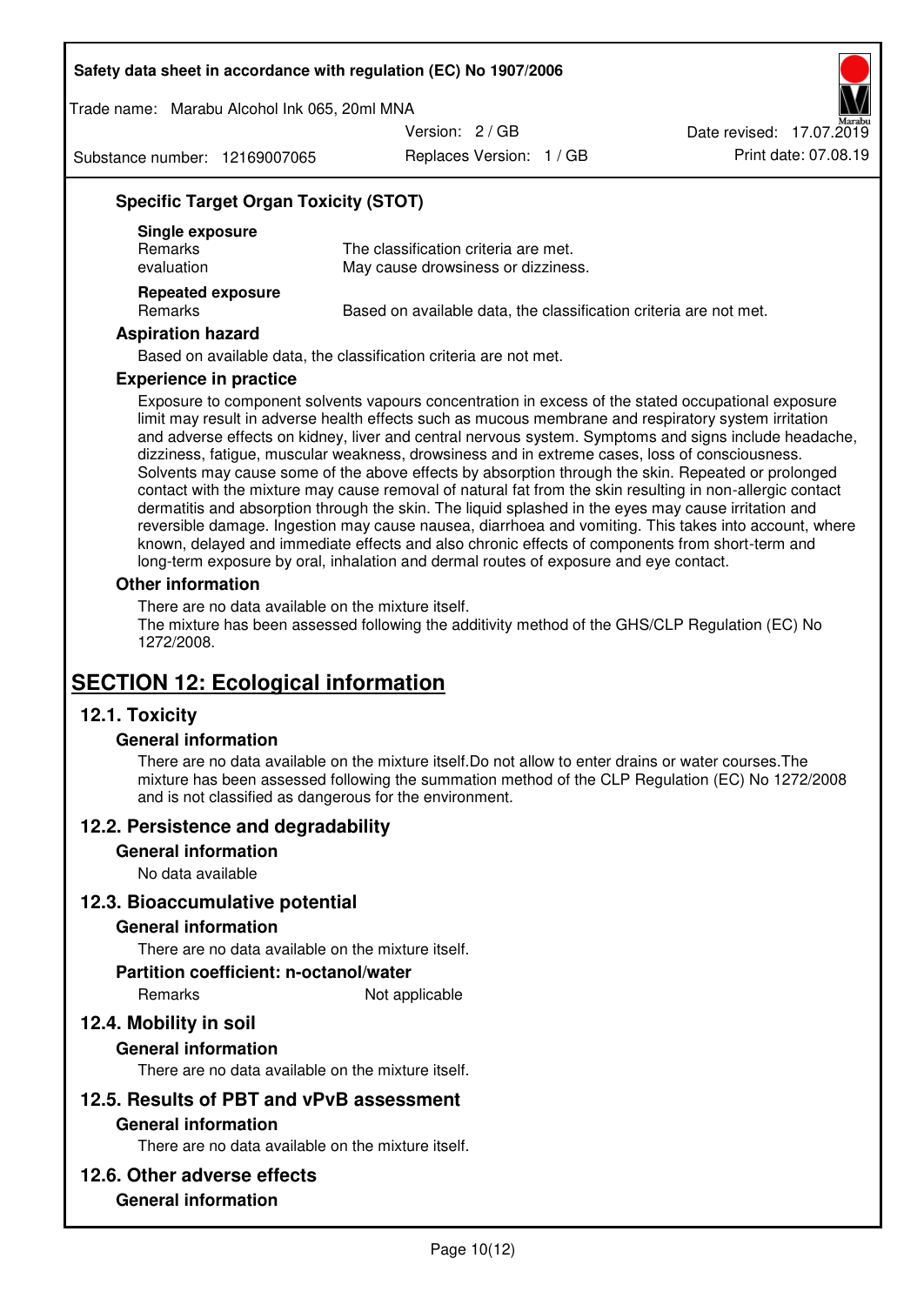### Specific Target Organ Toxicity (STOT)

**Single exposure**

| | |
|---|---|
| Remarks | The classification criteria are met. |
| evaluation | May cause drowsiness or dizziness. |

**Repeated exposure**

| | |
|---|---|
| Remarks | Based on available data, the classification criteria are not met. |

### Aspiration hazard

Based on available data, the classification criteria are not met.

### Experience in practice

Exposure to component solvents vapours concentration in excess of the stated occupational exposure limit may result in adverse health effects such as mucous membrane and respiratory system irritation and adverse effects on kidney, liver and central nervous system. Symptoms and signs include headache, dizziness, fatigue, muscular weakness, drowsiness and in extreme cases, loss of consciousness. Solvents may cause some of the above effects by absorption through the skin. Repeated or prolonged contact with the mixture may cause removal of natural fat from the skin resulting in non-allergic contact dermatitis and absorption through the skin. The liquid splashed in the eyes may cause irritation and reversible damage. Ingestion may cause nausea, diarrhoea and vomiting. This takes into account, where known, delayed and immediate effects and also chronic effects of components from short-term and long-term exposure by oral, inhalation and dermal routes of exposure and eye contact.

### Other information

There are no data available on the mixture itself.
The mixture has been assessed following the additivity method of the GHS/CLP Regulation (EC) No 1272/2008.

# SECTION 12: Ecological information

## 12.1. Toxicity

### General information

There are no data available on the mixture itself.Do not allow to enter drains or water courses.The mixture has been assessed following the summation method of the CLP Regulation (EC) No 1272/2008 and is not classified as dangerous for the environment.

## 12.2. Persistence and degradability

### General information

No data available

## 12.3. Bioaccumulative potential

### General information

There are no data available on the mixture itself.

### Partition coefficient: n-octanol/water

| | |
|---|---|
| Remarks | Not applicable |

## 12.4. Mobility in soil

### General information

There are no data available on the mixture itself.

## 12.5. Results of PBT and vPvB assessment

### General information

There are no data available on the mixture itself.

## 12.6. Other adverse effects

### General information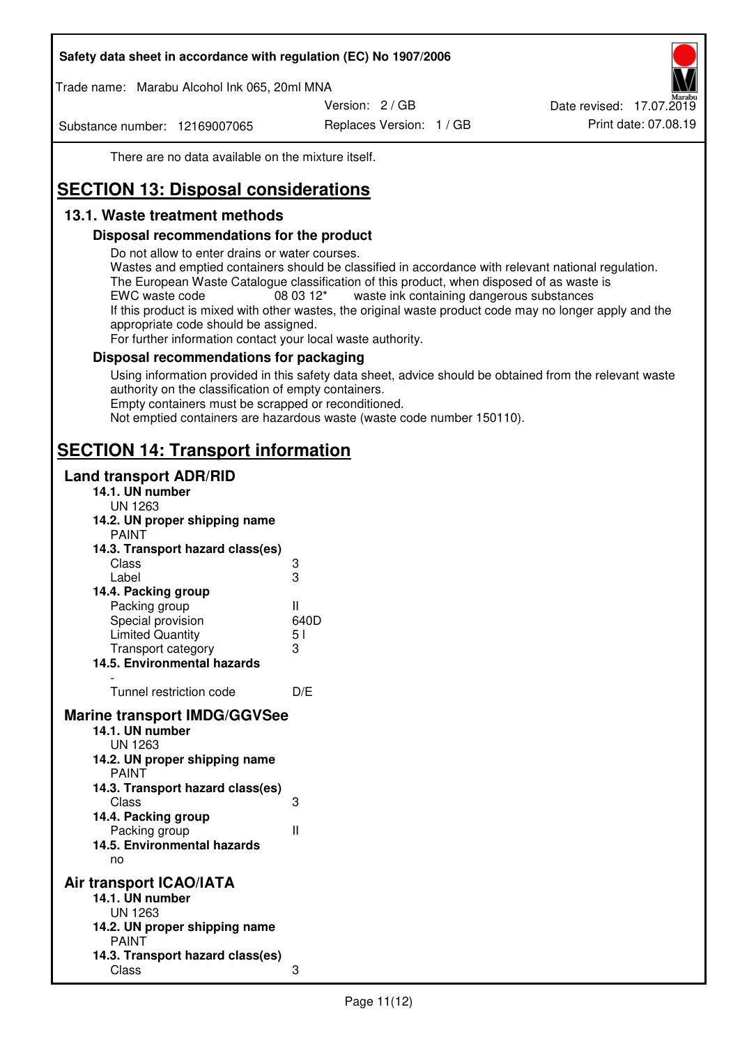There are no data available on the mixture itself.

# SECTION 13: Disposal considerations

## 13.1. Waste treatment methods

### Disposal recommendations for the product

Do not allow to enter drains or water courses.
Wastes and emptied containers should be classified in accordance with relevant national regulation.
The European Waste Catalogue classification of this product, when disposed of as waste is
EWC waste code 08 03 12* waste ink containing dangerous substances
If this product is mixed with other wastes, the original waste product code may no longer apply and the appropriate code should be assigned.
For further information contact your local waste authority.

### Disposal recommendations for packaging

Using information provided in this safety data sheet, advice should be obtained from the relevant waste authority on the classification of empty containers.
Empty containers must be scrapped or reconditioned.
Not emptied containers are hazardous waste (waste code number 150110).

# SECTION 14: Transport information

## Land transport ADR/RID

**14.1. UN number**
UN 1263

**14.2. UN proper shipping name**
PAINT

**14.3. Transport hazard class(es)**

| | |
|---|---|
| Class | 3 |
| Label | 3 |

**14.4. Packing group**

| | |
|---|---|
| Packing group | II |
| Special provision | 640D |
| Limited Quantity | 5 l |
| Transport category | 3 |

**14.5. Environmental hazards**
-

| | |
|---|---|
| Tunnel restriction code | D/E |

## Marine transport IMDG/GGVSee

**14.1. UN number**
UN 1263

**14.2. UN proper shipping name**
PAINT

**14.3. Transport hazard class(es)**

| | |
|---|---|
| Class | 3 |

**14.4. Packing group**

| | |
|---|---|
| Packing group | II |

**14.5. Environmental hazards**
no

## Air transport ICAO/IATA

**14.1. UN number**
UN 1263

**14.2. UN proper shipping name**
PAINT

**14.3. Transport hazard class(es)**

| | |
|---|---|
| Class | 3 |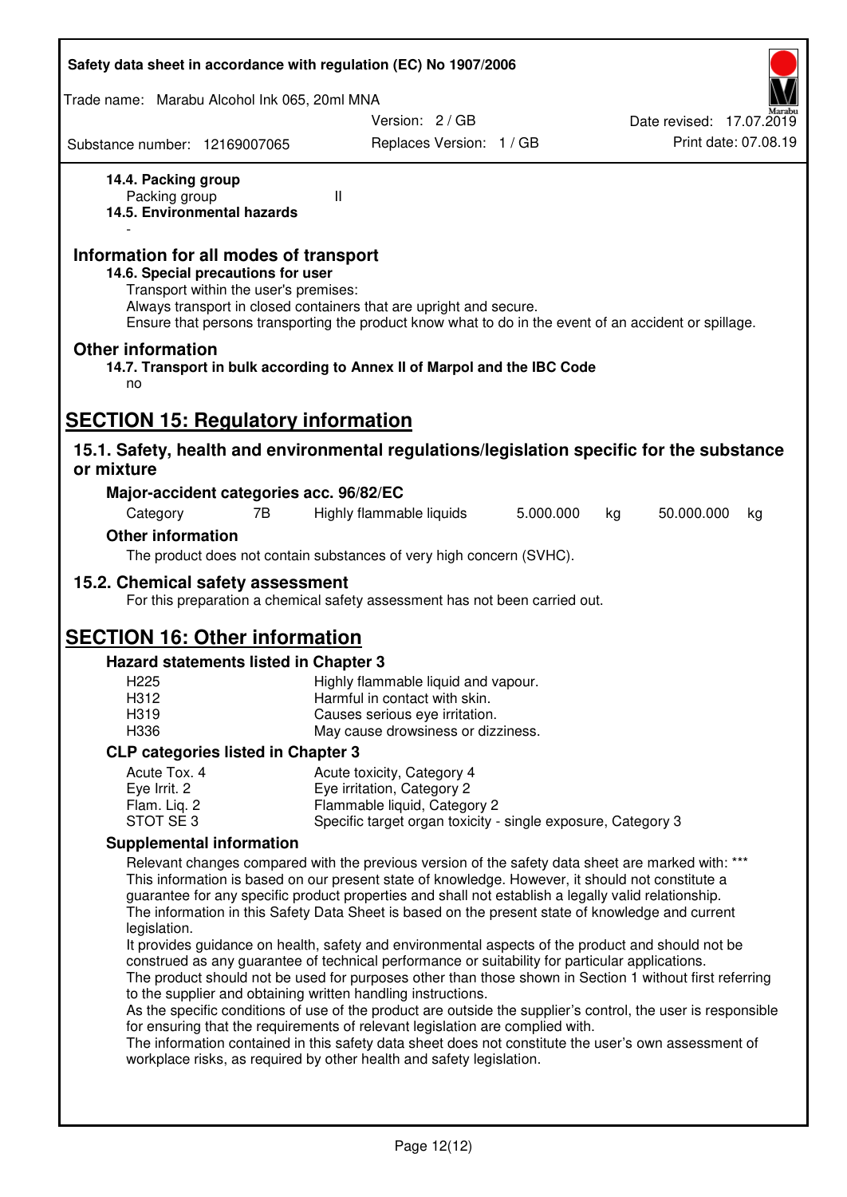**14.4. Packing group**

Packing group II

**14.5. Environmental hazards**

-

## Information for all modes of transport

**14.6. Special precautions for user**

Transport within the user's premises:
Always transport in closed containers that are upright and secure.
Ensure that persons transporting the product know what to do in the event of an accident or spillage.

## Other information

**14.7. Transport in bulk according to Annex II of Marpol and the IBC Code**

no

# SECTION 15: Regulatory information

## 15.1. Safety, health and environmental regulations/legislation specific for the substance or mixture

### Major-accident categories acc. 96/82/EC

| | | | | | | |
|---|---|---|---|---|---|---|
| Category | 7B | Highly flammable liquids | 5.000.000 | kg | 50.000.000 | kg |

### Other information

The product does not contain substances of very high concern (SVHC).

## 15.2. Chemical safety assessment

For this preparation a chemical safety assessment has not been carried out.

# SECTION 16: Other information

### Hazard statements listed in Chapter 3

| | |
|---|---|
| H225 | Highly flammable liquid and vapour. |
| H312 | Harmful in contact with skin. |
| H319 | Causes serious eye irritation. |
| H336 | May cause drowsiness or dizziness. |

### CLP categories listed in Chapter 3

| | |
|---|---|
| Acute Tox. 4 | Acute toxicity, Category 4 |
| Eye Irrit. 2 | Eye irritation, Category 2 |
| Flam. Liq. 2 | Flammable liquid, Category 2 |
| STOT SE 3 | Specific target organ toxicity - single exposure, Category 3 |

### Supplemental information

Relevant changes compared with the previous version of the safety data sheet are marked with: ***
This information is based on our present state of knowledge. However, it should not constitute a guarantee for any specific product properties and shall not establish a legally valid relationship.
The information in this Safety Data Sheet is based on the present state of knowledge and current legislation.
It provides guidance on health, safety and environmental aspects of the product and should not be construed as any guarantee of technical performance or suitability for particular applications.
The product should not be used for purposes other than those shown in Section 1 without first referring to the supplier and obtaining written handling instructions.
As the specific conditions of use of the product are outside the supplier's control, the user is responsible for ensuring that the requirements of relevant legislation are complied with.
The information contained in this safety data sheet does not constitute the user's own assessment of workplace risks, as required by other health and safety legislation.